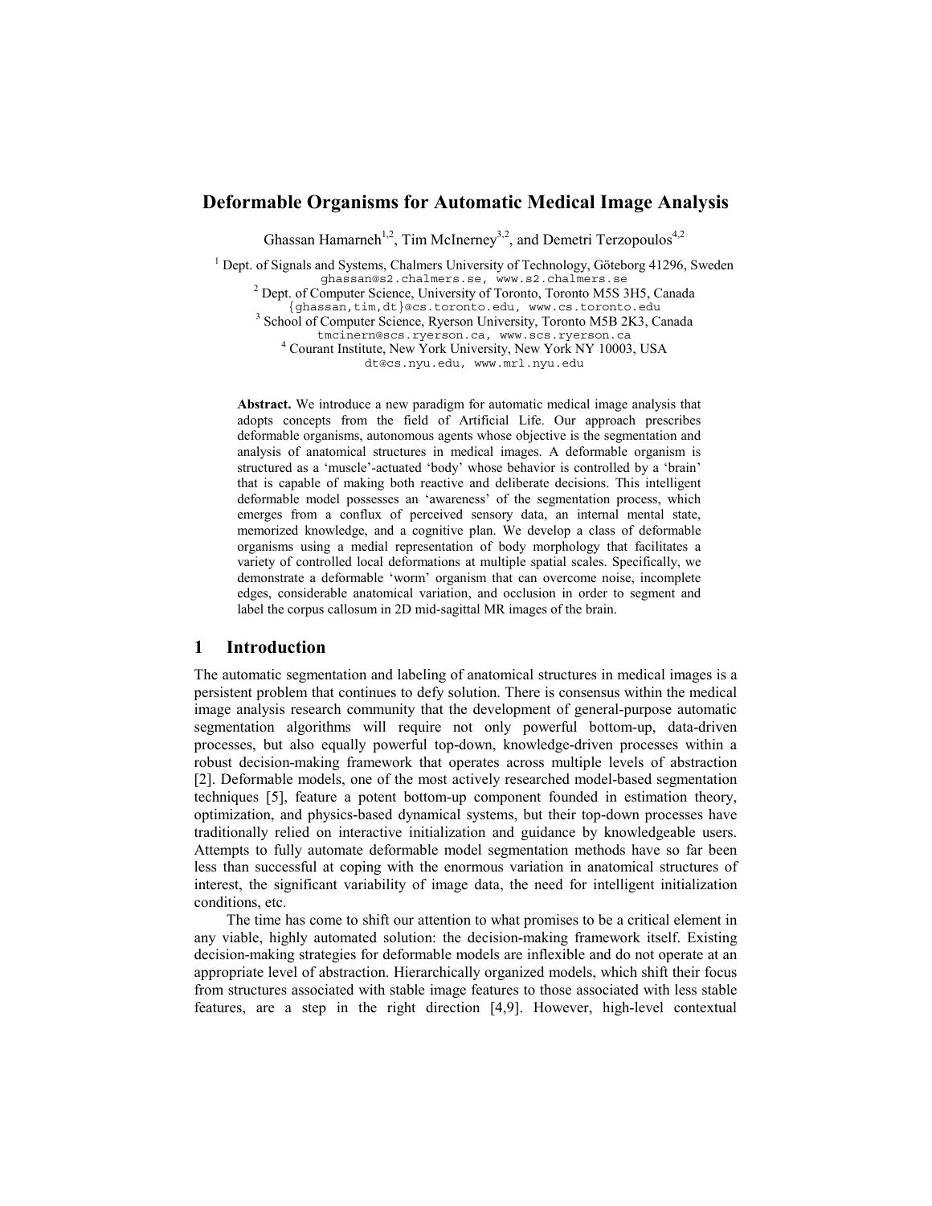# Deformable Organisms for Automatic Medical Image Analysis

Ghassan Hamarneh[1,2], Tim McInerney[3,2], and Demetri Terzopoulos[4,2]

[1] Dept. of Signals and Systems, Chalmers University of Technology, Göteborg 41296, Sweden
ghassan@s2.chalmers.se, www.s2.chalmers.se
[2] Dept. of Computer Science, University of Toronto, Toronto M5S 3H5, Canada
{ghassan,tim,dt}@cs.toronto.edu, www.cs.toronto.edu
[3] School of Computer Science, Ryerson University, Toronto M5B 2K3, Canada
tmcinern@scs.ryerson.ca, www.scs.ryerson.ca
[4] Courant Institute, New York University, New York NY 10003, USA
dt@cs.nyu.edu, www.mrl.nyu.edu

**Abstract.** We introduce a new paradigm for automatic medical image analysis that adopts concepts from the field of Artificial Life. Our approach prescribes deformable organisms, autonomous agents whose objective is the segmentation and analysis of anatomical structures in medical images. A deformable organism is structured as a 'muscle'-actuated 'body' whose behavior is controlled by a 'brain' that is capable of making both reactive and deliberate decisions. This intelligent deformable model possesses an 'awareness' of the segmentation process, which emerges from a conflux of perceived sensory data, an internal mental state, memorized knowledge, and a cognitive plan. We develop a class of deformable organisms using a medial representation of body morphology that facilitates a variety of controlled local deformations at multiple spatial scales. Specifically, we demonstrate a deformable 'worm' organism that can overcome noise, incomplete edges, considerable anatomical variation, and occlusion in order to segment and label the corpus callosum in 2D mid-sagittal MR images of the brain.

## 1 Introduction

The automatic segmentation and labeling of anatomical structures in medical images is a persistent problem that continues to defy solution. There is consensus within the medical image analysis research community that the development of general-purpose automatic segmentation algorithms will require not only powerful bottom-up, data-driven processes, but also equally powerful top-down, knowledge-driven processes within a robust decision-making framework that operates across multiple levels of abstraction [2]. Deformable models, one of the most actively researched model-based segmentation techniques [5], feature a potent bottom-up component founded in estimation theory, optimization, and physics-based dynamical systems, but their top-down processes have traditionally relied on interactive initialization and guidance by knowledgeable users. Attempts to fully automate deformable model segmentation methods have so far been less than successful at coping with the enormous variation in anatomical structures of interest, the significant variability of image data, the need for intelligent initialization conditions, etc.

The time has come to shift our attention to what promises to be a critical element in any viable, highly automated solution: the decision-making framework itself. Existing decision-making strategies for deformable models are inflexible and do not operate at an appropriate level of abstraction. Hierarchically organized models, which shift their focus from structures associated with stable image features to those associated with less stable features, are a step in the right direction [4,9]. However, high-level contextual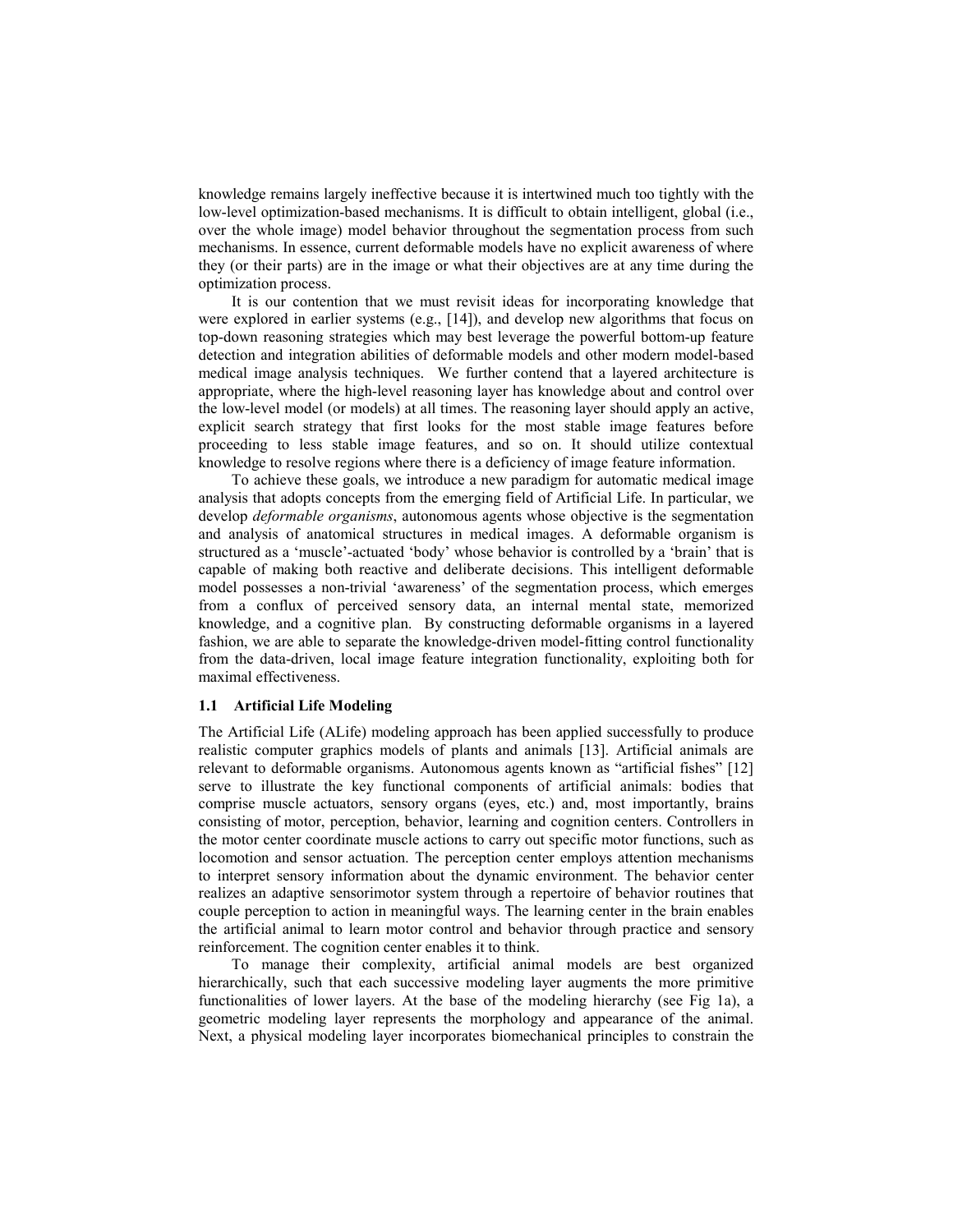knowledge remains largely ineffective because it is intertwined much too tightly with the low-level optimization-based mechanisms. It is difficult to obtain intelligent, global (i.e., over the whole image) model behavior throughout the segmentation process from such mechanisms. In essence, current deformable models have no explicit awareness of where they (or their parts) are in the image or what their objectives are at any time during the optimization process.

It is our contention that we must revisit ideas for incorporating knowledge that were explored in earlier systems (e.g., [14]), and develop new algorithms that focus on top-down reasoning strategies which may best leverage the powerful bottom-up feature detection and integration abilities of deformable models and other modern model-based medical image analysis techniques. We further contend that a layered architecture is appropriate, where the high-level reasoning layer has knowledge about and control over the low-level model (or models) at all times. The reasoning layer should apply an active, explicit search strategy that first looks for the most stable image features before proceeding to less stable image features, and so on. It should utilize contextual knowledge to resolve regions where there is a deficiency of image feature information.

To achieve these goals, we introduce a new paradigm for automatic medical image analysis that adopts concepts from the emerging field of Artificial Life. In particular, we develop *deformable organisms*, autonomous agents whose objective is the segmentation and analysis of anatomical structures in medical images. A deformable organism is structured as a 'muscle'-actuated 'body' whose behavior is controlled by a 'brain' that is capable of making both reactive and deliberate decisions. This intelligent deformable model possesses a non-trivial 'awareness' of the segmentation process, which emerges from a conflux of perceived sensory data, an internal mental state, memorized knowledge, and a cognitive plan. By constructing deformable organisms in a layered fashion, we are able to separate the knowledge-driven model-fitting control functionality from the data-driven, local image feature integration functionality, exploiting both for maximal effectiveness.

### 1.1 Artificial Life Modeling

The Artificial Life (ALife) modeling approach has been applied successfully to produce realistic computer graphics models of plants and animals [13]. Artificial animals are relevant to deformable organisms. Autonomous agents known as "artificial fishes" [12] serve to illustrate the key functional components of artificial animals: bodies that comprise muscle actuators, sensory organs (eyes, etc.) and, most importantly, brains consisting of motor, perception, behavior, learning and cognition centers. Controllers in the motor center coordinate muscle actions to carry out specific motor functions, such as locomotion and sensor actuation. The perception center employs attention mechanisms to interpret sensory information about the dynamic environment. The behavior center realizes an adaptive sensorimotor system through a repertoire of behavior routines that couple perception to action in meaningful ways. The learning center in the brain enables the artificial animal to learn motor control and behavior through practice and sensory reinforcement. The cognition center enables it to think.

To manage their complexity, artificial animal models are best organized hierarchically, such that each successive modeling layer augments the more primitive functionalities of lower layers. At the base of the modeling hierarchy (see Fig 1a), a geometric modeling layer represents the morphology and appearance of the animal. Next, a physical modeling layer incorporates biomechanical principles to constrain the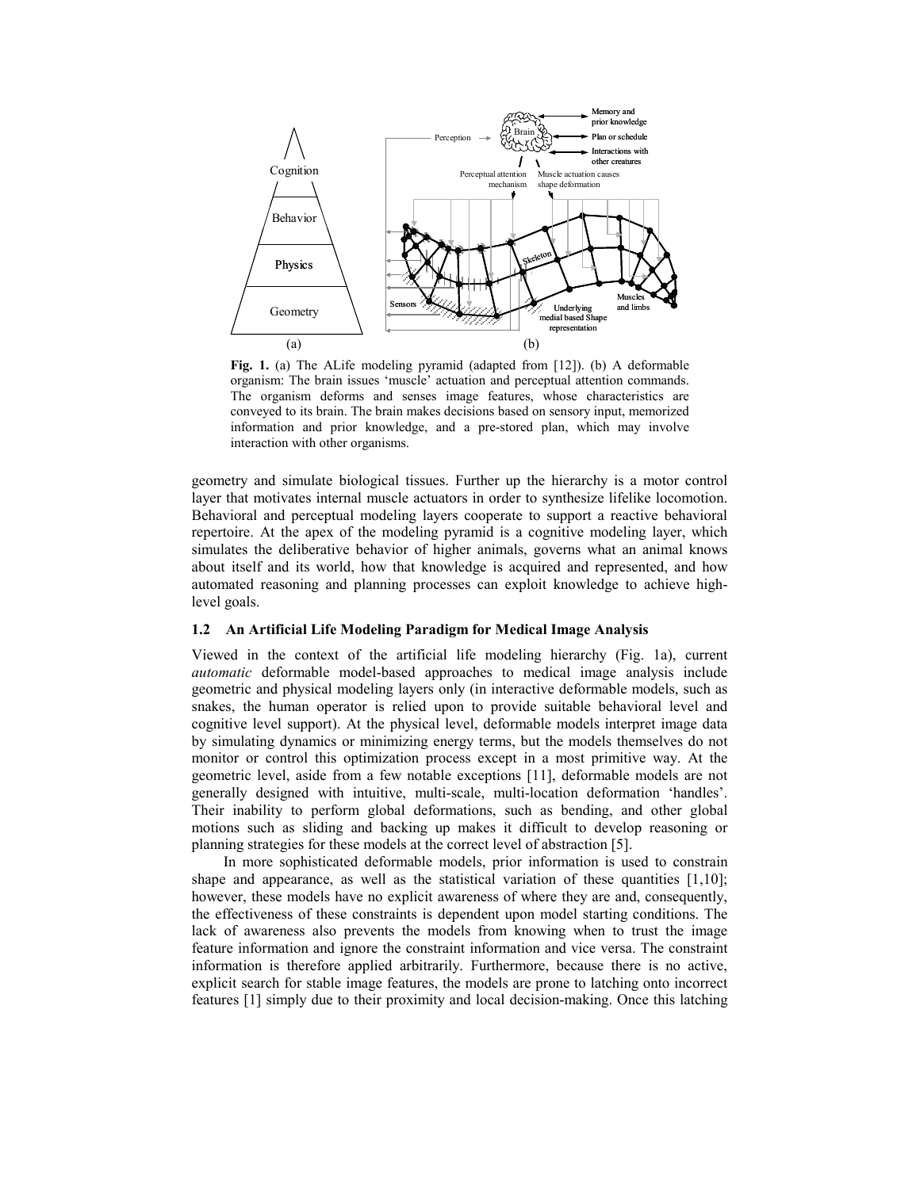**Fig. 1.** (a) The ALife modeling pyramid (adapted from [12]). (b) A deformable organism: The brain issues 'muscle' actuation and perceptual attention commands. The organism deforms and senses image features, whose characteristics are conveyed to its brain. The brain makes decisions based on sensory input, memorized information and prior knowledge, and a pre-stored plan, which may involve interaction with other organisms.

geometry and simulate biological tissues. Further up the hierarchy is a motor control layer that motivates internal muscle actuators in order to synthesize lifelike locomotion. Behavioral and perceptual modeling layers cooperate to support a reactive behavioral repertoire. At the apex of the modeling pyramid is a cognitive modeling layer, which simulates the deliberative behavior of higher animals, governs what an animal knows about itself and its world, how that knowledge is acquired and represented, and how automated reasoning and planning processes can exploit knowledge to achieve high-level goals.

### 1.2 An Artificial Life Modeling Paradigm for Medical Image Analysis

Viewed in the context of the artificial life modeling hierarchy (Fig. 1a), current *automatic* deformable model-based approaches to medical image analysis include geometric and physical modeling layers only (in interactive deformable models, such as snakes, the human operator is relied upon to provide suitable behavioral level and cognitive level support). At the physical level, deformable models interpret image data by simulating dynamics or minimizing energy terms, but the models themselves do not monitor or control this optimization process except in a most primitive way. At the geometric level, aside from a few notable exceptions [11], deformable models are not generally designed with intuitive, multi-scale, multi-location deformation 'handles'. Their inability to perform global deformations, such as bending, and other global motions such as sliding and backing up makes it difficult to develop reasoning or planning strategies for these models at the correct level of abstraction [5].

In more sophisticated deformable models, prior information is used to constrain shape and appearance, as well as the statistical variation of these quantities [1,10]; however, these models have no explicit awareness of where they are and, consequently, the effectiveness of these constraints is dependent upon model starting conditions. The lack of awareness also prevents the models from knowing when to trust the image feature information and ignore the constraint information and vice versa. The constraint information is therefore applied arbitrarily. Furthermore, because there is no active, explicit search for stable image features, the models are prone to latching onto incorrect features [1] simply due to their proximity and local decision-making. Once this latching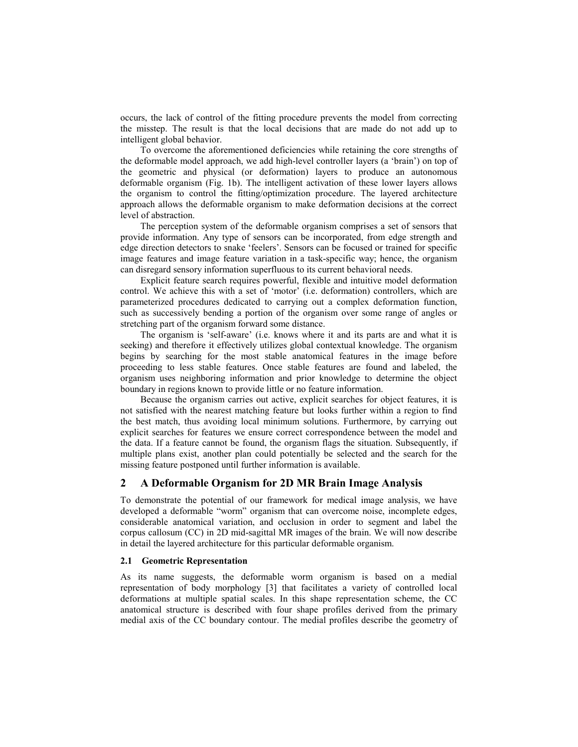occurs, the lack of control of the fitting procedure prevents the model from correcting the misstep. The result is that the local decisions that are made do not add up to intelligent global behavior.

To overcome the aforementioned deficiencies while retaining the core strengths of the deformable model approach, we add high-level controller layers (a 'brain') on top of the geometric and physical (or deformation) layers to produce an autonomous deformable organism (Fig. 1b). The intelligent activation of these lower layers allows the organism to control the fitting/optimization procedure. The layered architecture approach allows the deformable organism to make deformation decisions at the correct level of abstraction.

The perception system of the deformable organism comprises a set of sensors that provide information. Any type of sensors can be incorporated, from edge strength and edge direction detectors to snake 'feelers'. Sensors can be focused or trained for specific image features and image feature variation in a task-specific way; hence, the organism can disregard sensory information superfluous to its current behavioral needs.

Explicit feature search requires powerful, flexible and intuitive model deformation control. We achieve this with a set of 'motor' (i.e. deformation) controllers, which are parameterized procedures dedicated to carrying out a complex deformation function, such as successively bending a portion of the organism over some range of angles or stretching part of the organism forward some distance.

The organism is 'self-aware' (i.e. knows where it and its parts are and what it is seeking) and therefore it effectively utilizes global contextual knowledge. The organism begins by searching for the most stable anatomical features in the image before proceeding to less stable features. Once stable features are found and labeled, the organism uses neighboring information and prior knowledge to determine the object boundary in regions known to provide little or no feature information.

Because the organism carries out active, explicit searches for object features, it is not satisfied with the nearest matching feature but looks further within a region to find the best match, thus avoiding local minimum solutions. Furthermore, by carrying out explicit searches for features we ensure correct correspondence between the model and the data. If a feature cannot be found, the organism flags the situation. Subsequently, if multiple plans exist, another plan could potentially be selected and the search for the missing feature postponed until further information is available.

## 2 A Deformable Organism for 2D MR Brain Image Analysis

To demonstrate the potential of our framework for medical image analysis, we have developed a deformable "worm" organism that can overcome noise, incomplete edges, considerable anatomical variation, and occlusion in order to segment and label the corpus callosum (CC) in 2D mid-sagittal MR images of the brain. We will now describe in detail the layered architecture for this particular deformable organism.

### 2.1 Geometric Representation

As its name suggests, the deformable worm organism is based on a medial representation of body morphology [3] that facilitates a variety of controlled local deformations at multiple spatial scales. In this shape representation scheme, the CC anatomical structure is described with four shape profiles derived from the primary medial axis of the CC boundary contour. The medial profiles describe the geometry of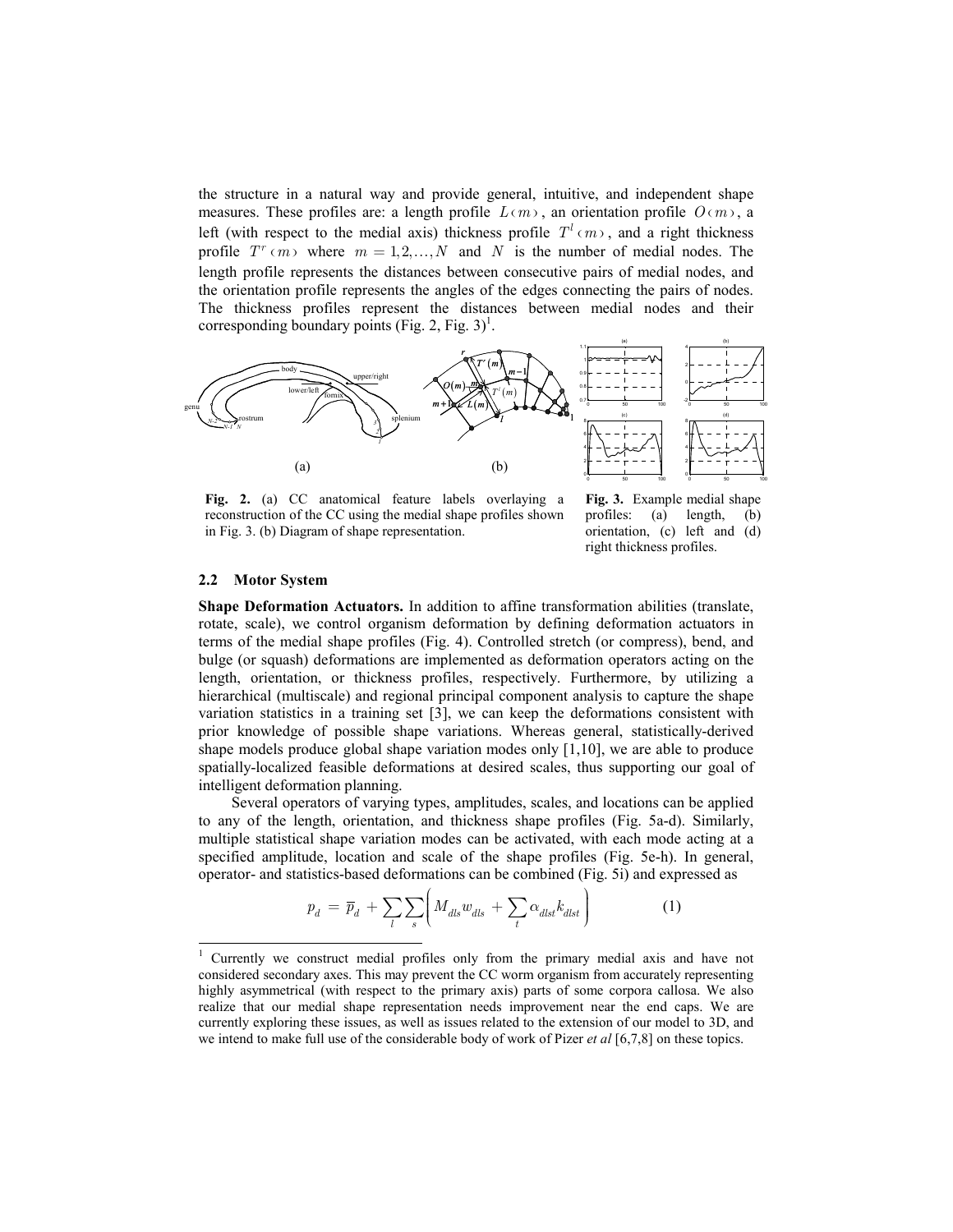the structure in a natural way and provide general, intuitive, and independent shape measures. These profiles are: a length profile $L(m)$, an orientation profile $O(m)$, a left (with respect to the medial axis) thickness profile $T^l(m)$, and a right thickness profile $T^r(m)$ where $m = 1,2,\ldots,N$ and $N$ is the number of medial nodes. The length profile represents the distances between consecutive pairs of medial nodes, and the orientation profile represents the angles of the edges connecting the pairs of nodes. The thickness profiles represent the distances between medial nodes and their corresponding boundary points (Fig. 2, Fig. 3)[1].

**Fig. 2.** (a) CC anatomical feature labels overlaying a reconstruction of the CC using the medial shape profiles shown in Fig. 3. (b) Diagram of shape representation.

**Fig. 3.** Example medial shape profiles: (a) length, (b) orientation, (c) left and (d) right thickness profiles.

### 2.2 Motor System

**Shape Deformation Actuators.** In addition to affine transformation abilities (translate, rotate, scale), we control organism deformation by defining deformation actuators in terms of the medial shape profiles (Fig. 4). Controlled stretch (or compress), bend, and bulge (or squash) deformations are implemented as deformation operators acting on the length, orientation, or thickness profiles, respectively. Furthermore, by utilizing a hierarchical (multiscale) and regional principal component analysis to capture the shape variation statistics in a training set [3], we can keep the deformations consistent with prior knowledge of possible shape variations. Whereas general, statistically-derived shape models produce global shape variation modes only [1,10], we are able to produce spatially-localized feasible deformations at desired scales, thus supporting our goal of intelligent deformation planning.

Several operators of varying types, amplitudes, scales, and locations can be applied to any of the length, orientation, and thickness shape profiles (Fig. 5a-d). Similarly, multiple statistical shape variation modes can be activated, with each mode acting at a specified amplitude, location and scale of the shape profiles (Fig. 5e-h). In general, operator- and statistics-based deformations can be combined (Fig. 5i) and expressed as

$$p_d = \overline{p}_d + \sum_l \sum_s \left( M_{dls} w_{dls} + \sum_t \alpha_{dlst} k_{dlst} \right) \qquad (1)$$

[1] Currently we construct medial profiles only from the primary medial axis and have not considered secondary axes. This may prevent the CC worm organism from accurately representing highly asymmetrical (with respect to the primary axis) parts of some corpora callosa. We also realize that our medial shape representation needs improvement near the end caps. We are currently exploring these issues, as well as issues related to the extension of our model to 3D, and we intend to make full use of the considerable body of work of Pizer *et al* [6,7,8] on these topics.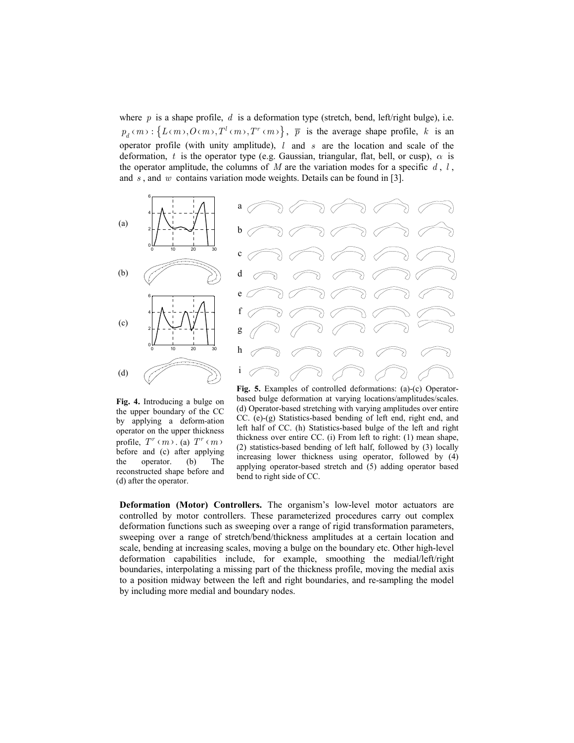where $p$ is a shape profile, $d$ is a deformation type (stretch, bend, left/right bulge), i.e. $p_d(m): \{L(m), O(m), T^l(m), T^r(m)\}$, $\overline{p}$ is the average shape profile, $k$ is an operator profile (with unity amplitude), $l$ and $s$ are the location and scale of the deformation, $t$ is the operator type (e.g. Gaussian, triangular, flat, bell, or cusp), $\alpha$ is the operator amplitude, the columns of $M$ are the variation modes for a specific $d$, $l$, and $s$, and $w$ contains variation mode weights. Details can be found in [3].

**Fig. 4.** Introducing a bulge on the upper boundary of the CC by applying a deform-ation operator on the upper thickness profile, $T^r(m)$. (a) $T^r(m)$ before and (c) after applying the operator. (b) The reconstructed shape before and (d) after the operator.

**Fig. 5.** Examples of controlled deformations: (a)-(c) Operator-based bulge deformation at varying locations/amplitudes/scales. (d) Operator-based stretching with varying amplitudes over entire CC. (e)-(g) Statistics-based bending of left end, right end, and left half of CC. (h) Statistics-based bulge of the left and right thickness over entire CC. (i) From left to right: (1) mean shape, (2) statistics-based bending of left half, followed by (3) locally increasing lower thickness using operator, followed by (4) applying operator-based stretch and (5) adding operator based bend to right side of CC.

**Deformation (Motor) Controllers.** The organism's low-level motor actuators are controlled by motor controllers. These parameterized procedures carry out complex deformation functions such as sweeping over a range of rigid transformation parameters, sweeping over a range of stretch/bend/thickness amplitudes at a certain location and scale, bending at increasing scales, moving a bulge on the boundary etc. Other high-level deformation capabilities include, for example, smoothing the medial/left/right boundaries, interpolating a missing part of the thickness profile, moving the medial axis to a position midway between the left and right boundaries, and re-sampling the model by including more medial and boundary nodes.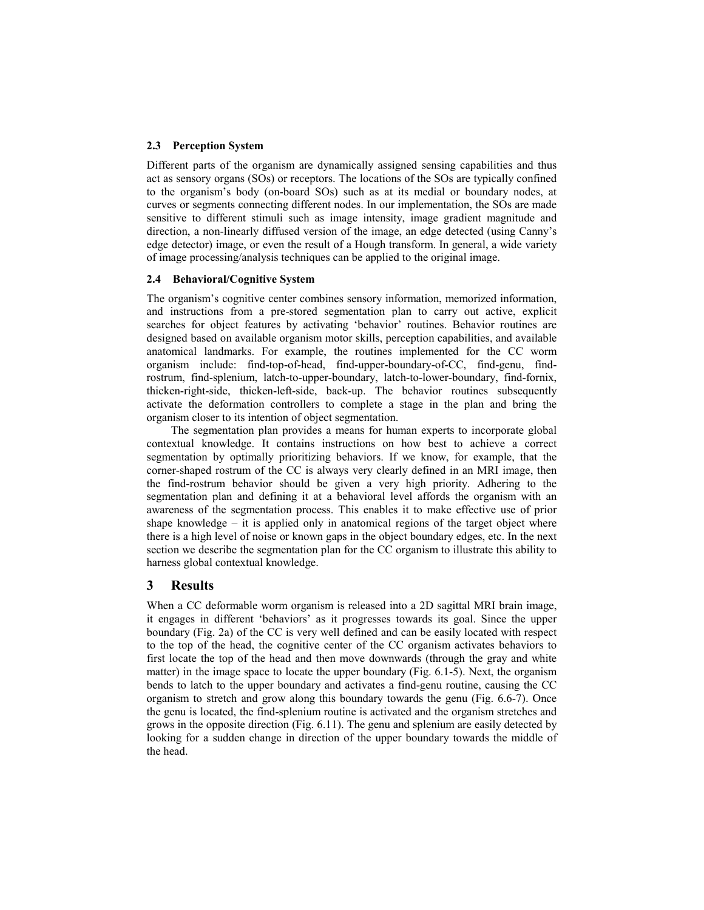### 2.3 Perception System

Different parts of the organism are dynamically assigned sensing capabilities and thus act as sensory organs (SOs) or receptors. The locations of the SOs are typically confined to the organism's body (on-board SOs) such as at its medial or boundary nodes, at curves or segments connecting different nodes. In our implementation, the SOs are made sensitive to different stimuli such as image intensity, image gradient magnitude and direction, a non-linearly diffused version of the image, an edge detected (using Canny's edge detector) image, or even the result of a Hough transform. In general, a wide variety of image processing/analysis techniques can be applied to the original image.

### 2.4 Behavioral/Cognitive System

The organism's cognitive center combines sensory information, memorized information, and instructions from a pre-stored segmentation plan to carry out active, explicit searches for object features by activating 'behavior' routines. Behavior routines are designed based on available organism motor skills, perception capabilities, and available anatomical landmarks. For example, the routines implemented for the CC worm organism include: find-top-of-head, find-upper-boundary-of-CC, find-genu, find-rostrum, find-splenium, latch-to-upper-boundary, latch-to-lower-boundary, find-fornix, thicken-right-side, thicken-left-side, back-up. The behavior routines subsequently activate the deformation controllers to complete a stage in the plan and bring the organism closer to its intention of object segmentation.

The segmentation plan provides a means for human experts to incorporate global contextual knowledge. It contains instructions on how best to achieve a correct segmentation by optimally prioritizing behaviors. If we know, for example, that the corner-shaped rostrum of the CC is always very clearly defined in an MRI image, then the find-rostrum behavior should be given a very high priority. Adhering to the segmentation plan and defining it at a behavioral level affords the organism with an awareness of the segmentation process. This enables it to make effective use of prior shape knowledge – it is applied only in anatomical regions of the target object where there is a high level of noise or known gaps in the object boundary edges, etc. In the next section we describe the segmentation plan for the CC organism to illustrate this ability to harness global contextual knowledge.

## 3 Results

When a CC deformable worm organism is released into a 2D sagittal MRI brain image, it engages in different 'behaviors' as it progresses towards its goal. Since the upper boundary (Fig. 2a) of the CC is very well defined and can be easily located with respect to the top of the head, the cognitive center of the CC organism activates behaviors to first locate the top of the head and then move downwards (through the gray and white matter) in the image space to locate the upper boundary (Fig. 6.1-5). Next, the organism bends to latch to the upper boundary and activates a find-genu routine, causing the CC organism to stretch and grow along this boundary towards the genu (Fig. 6.6-7). Once the genu is located, the find-splenium routine is activated and the organism stretches and grows in the opposite direction (Fig. 6.11). The genu and splenium are easily detected by looking for a sudden change in direction of the upper boundary towards the middle of the head.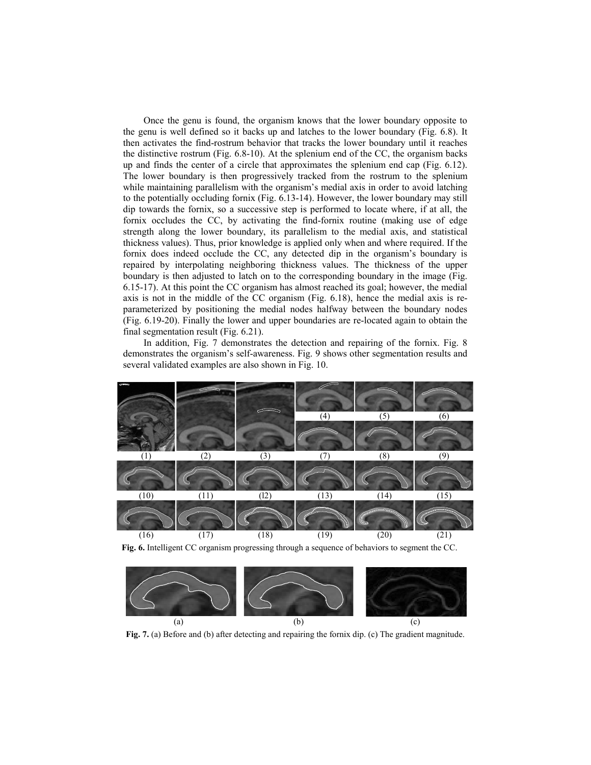Once the genu is found, the organism knows that the lower boundary opposite to the genu is well defined so it backs up and latches to the lower boundary (Fig. 6.8). It then activates the find-rostrum behavior that tracks the lower boundary until it reaches the distinctive rostrum (Fig. 6.8-10). At the splenium end of the CC, the organism backs up and finds the center of a circle that approximates the splenium end cap (Fig. 6.12). The lower boundary is then progressively tracked from the rostrum to the splenium while maintaining parallelism with the organism's medial axis in order to avoid latching to the potentially occluding fornix (Fig. 6.13-14). However, the lower boundary may still dip towards the fornix, so a successive step is performed to locate where, if at all, the fornix occludes the CC, by activating the find-fornix routine (making use of edge strength along the lower boundary, its parallelism to the medial axis, and statistical thickness values). Thus, prior knowledge is applied only when and where required. If the fornix does indeed occlude the CC, any detected dip in the organism's boundary is repaired by interpolating neighboring thickness values. The thickness of the upper boundary is then adjusted to latch on to the corresponding boundary in the image (Fig. 6.15-17). At this point the CC organism has almost reached its goal; however, the medial axis is not in the middle of the CC organism (Fig. 6.18), hence the medial axis is re-parameterized by positioning the medial nodes halfway between the boundary nodes (Fig. 6.19-20). Finally the lower and upper boundaries are re-located again to obtain the final segmentation result (Fig. 6.21).

In addition, Fig. 7 demonstrates the detection and repairing of the fornix. Fig. 8 demonstrates the organism's self-awareness. Fig. 9 shows other segmentation results and several validated examples are also shown in Fig. 10.

(1) (2) (3) (4) (5) (6) (7) (8) (9) (10) (11) (12) (13) (14) (15) (16) (17) (18) (19) (20) (21)

**Fig. 6.** Intelligent CC organism progressing through a sequence of behaviors to segment the CC.

(a) (b) (c)

**Fig. 7.** (a) Before and (b) after detecting and repairing the fornix dip. (c) The gradient magnitude.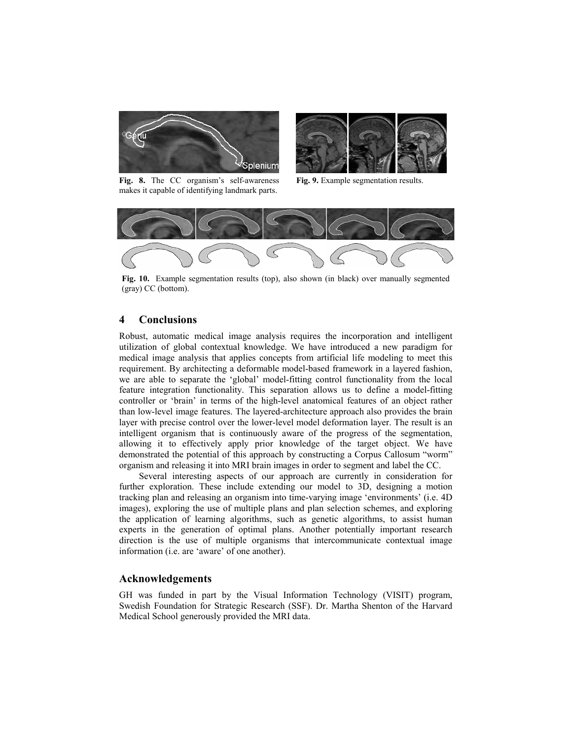**Fig. 8.** The CC organism's self-awareness makes it capable of identifying landmark parts.

**Fig. 9.** Example segmentation results.

**Fig. 10.** Example segmentation results (top), also shown (in black) over manually segmented (gray) CC (bottom).

## 4 Conclusions

Robust, automatic medical image analysis requires the incorporation and intelligent utilization of global contextual knowledge. We have introduced a new paradigm for medical image analysis that applies concepts from artificial life modeling to meet this requirement. By architecting a deformable model-based framework in a layered fashion, we are able to separate the 'global' model-fitting control functionality from the local feature integration functionality. This separation allows us to define a model-fitting controller or 'brain' in terms of the high-level anatomical features of an object rather than low-level image features. The layered-architecture approach also provides the brain layer with precise control over the lower-level model deformation layer. The result is an intelligent organism that is continuously aware of the progress of the segmentation, allowing it to effectively apply prior knowledge of the target object. We have demonstrated the potential of this approach by constructing a Corpus Callosum "worm" organism and releasing it into MRI brain images in order to segment and label the CC.

Several interesting aspects of our approach are currently in consideration for further exploration. These include extending our model to 3D, designing a motion tracking plan and releasing an organism into time-varying image 'environments' (i.e. 4D images), exploring the use of multiple plans and plan selection schemes, and exploring the application of learning algorithms, such as genetic algorithms, to assist human experts in the generation of optimal plans. Another potentially important research direction is the use of multiple organisms that intercommunicate contextual image information (i.e. are 'aware' of one another).

## Acknowledgements

GH was funded in part by the Visual Information Technology (VISIT) program, Swedish Foundation for Strategic Research (SSF). Dr. Martha Shenton of the Harvard Medical School generously provided the MRI data.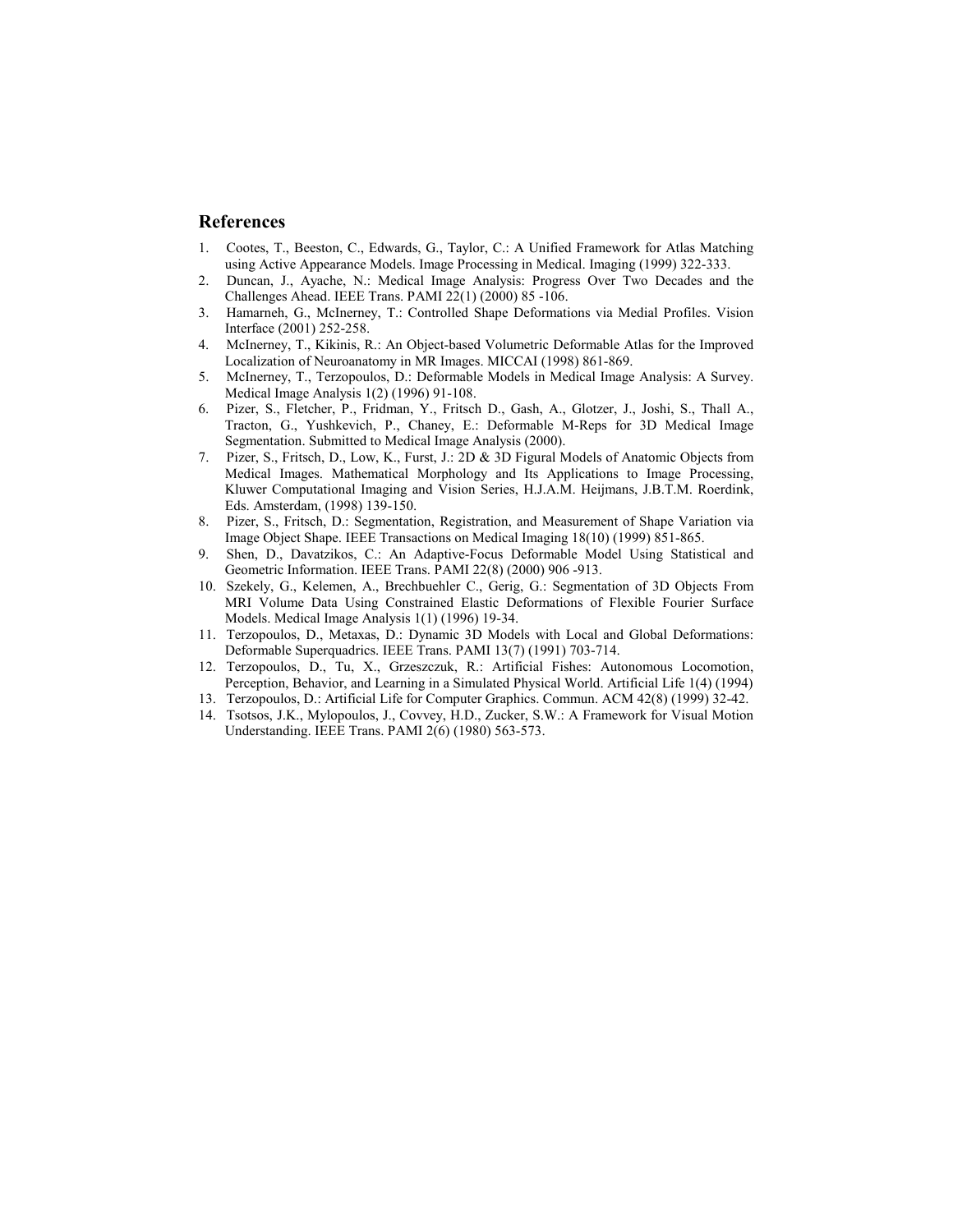## References

1. Cootes, T., Beeston, C., Edwards, G., Taylor, C.: A Unified Framework for Atlas Matching using Active Appearance Models. Image Processing in Medical. Imaging (1999) 322-333.
2. Duncan, J., Ayache, N.: Medical Image Analysis: Progress Over Two Decades and the Challenges Ahead. IEEE Trans. PAMI 22(1) (2000) 85 -106.
3. Hamarneh, G., McInerney, T.: Controlled Shape Deformations via Medial Profiles. Vision Interface (2001) 252-258.
4. McInerney, T., Kikinis, R.: An Object-based Volumetric Deformable Atlas for the Improved Localization of Neuroanatomy in MR Images. MICCAI (1998) 861-869.
5. McInerney, T., Terzopoulos, D.: Deformable Models in Medical Image Analysis: A Survey. Medical Image Analysis 1(2) (1996) 91-108.
6. Pizer, S., Fletcher, P., Fridman, Y., Fritsch D., Gash, A., Glotzer, J., Joshi, S., Thall A., Tracton, G., Yushkevich, P., Chaney, E.: Deformable M-Reps for 3D Medical Image Segmentation. Submitted to Medical Image Analysis (2000).
7. Pizer, S., Fritsch, D., Low, K., Furst, J.: 2D & 3D Figural Models of Anatomic Objects from Medical Images. Mathematical Morphology and Its Applications to Image Processing, Kluwer Computational Imaging and Vision Series, H.J.A.M. Heijmans, J.B.T.M. Roerdink, Eds. Amsterdam, (1998) 139-150.
8. Pizer, S., Fritsch, D.: Segmentation, Registration, and Measurement of Shape Variation via Image Object Shape. IEEE Transactions on Medical Imaging 18(10) (1999) 851-865.
9. Shen, D., Davatzikos, C.: An Adaptive-Focus Deformable Model Using Statistical and Geometric Information. IEEE Trans. PAMI 22(8) (2000) 906 -913.
10. Szekely, G., Kelemen, A., Brechbuehler C., Gerig, G.: Segmentation of 3D Objects From MRI Volume Data Using Constrained Elastic Deformations of Flexible Fourier Surface Models. Medical Image Analysis 1(1) (1996) 19-34.
11. Terzopoulos, D., Metaxas, D.: Dynamic 3D Models with Local and Global Deformations: Deformable Superquadrics. IEEE Trans. PAMI 13(7) (1991) 703-714.
12. Terzopoulos, D., Tu, X., Grzeszczuk, R.: Artificial Fishes: Autonomous Locomotion, Perception, Behavior, and Learning in a Simulated Physical World. Artificial Life 1(4) (1994)
13. Terzopoulos, D.: Artificial Life for Computer Graphics. Commun. ACM 42(8) (1999) 32-42.
14. Tsotsos, J.K., Mylopoulos, J., Covvey, H.D., Zucker, S.W.: A Framework for Visual Motion Understanding. IEEE Trans. PAMI 2(6) (1980) 563-573.